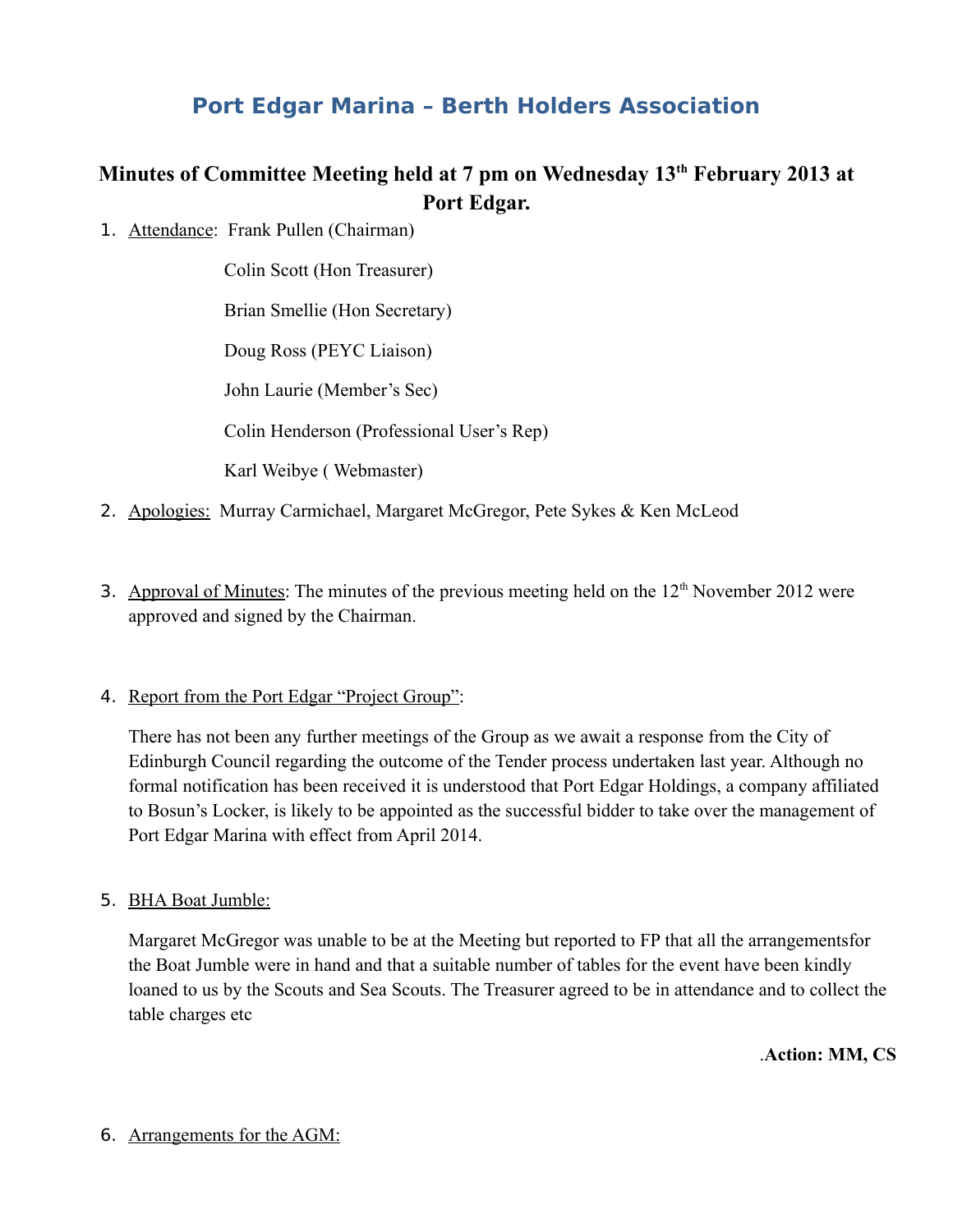# Port Edgar Marina – Berth Holders Association

## Minutes of Committee Meeting held at 7 pm on Wednesday 13th February 2013 at Port Edgar.

1. Attendance: Frank Pullen (Chairman)

   Colin Scott (Hon Treasurer)

   Brian Smellie (Hon Secretary)

   Doug Ross (PEYC Liaison)

   John Laurie (Member's Sec)

   Colin Henderson (Professional User's Rep)

   Karl Weibye ( Webmaster)

2. Apologies: Murray Carmichael, Margaret McGregor, Pete Sykes & Ken McLeod

3. Approval of Minutes: The minutes of the previous meeting held on the 12th November 2012 were approved and signed by the Chairman.

4. Report from the Port Edgar "Project Group":

   There has not been any further meetings of the Group as we await a response from the City of Edinburgh Council regarding the outcome of the Tender process undertaken last year. Although no formal notification has been received it is understood that Port Edgar Holdings, a company affiliated to Bosun's Locker, is likely to be appointed as the successful bidder to take over the management of Port Edgar Marina with effect from April 2014.

5. BHA Boat Jumble:

   Margaret McGregor was unable to be at the Meeting but reported to FP that all the arrangementsfor the Boat Jumble were in hand and that a suitable number of tables for the event have been kindly loaned to us by the Scouts and Sea Scouts. The Treasurer agreed to be in attendance and to collect the table charges etc

   .**Action: MM, CS**

6. Arrangements for the AGM: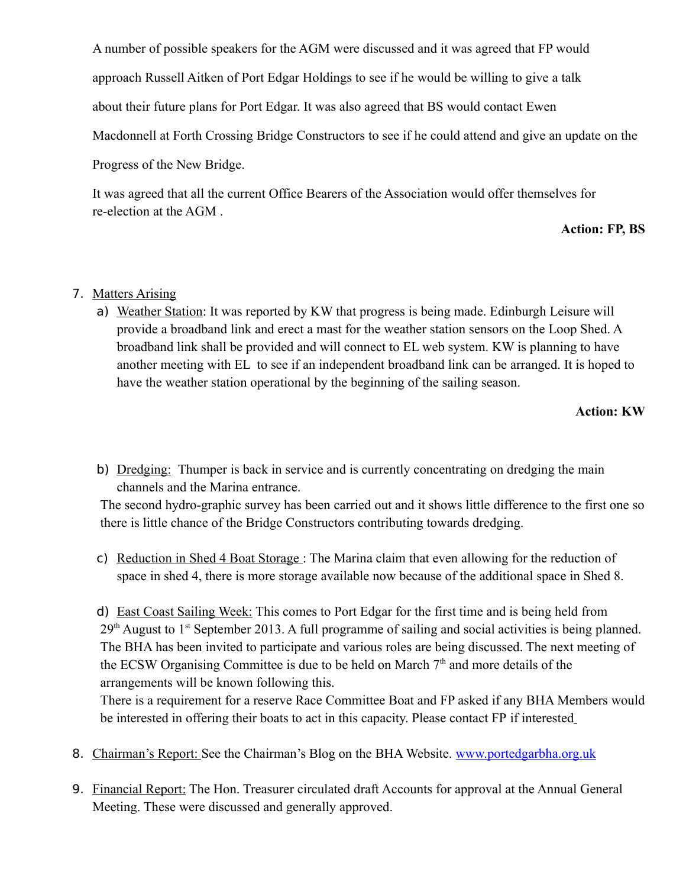A number of possible speakers for the AGM were discussed and it was agreed that FP would approach Russell Aitken of Port Edgar Holdings to see if he would be willing to give a talk about their future plans for Port Edgar. It was also agreed that BS would contact Ewen Macdonnell at Forth Crossing Bridge Constructors to see if he could attend and give an update on the Progress of the New Bridge.

It was agreed that all the current Office Bearers of the Association would offer themselves for re-election at the AGM .

**Action: FP, BS**

7. Matters Arising
   a) Weather Station: It was reported by KW that progress is being made. Edinburgh Leisure will provide a broadband link and erect a mast for the weather station sensors on the Loop Shed. A broadband link shall be provided and will connect to EL web system. KW is planning to have another meeting with EL to see if an independent broadband link can be arranged. It is hoped to have the weather station operational by the beginning of the sailing season.

   **Action: KW**

   b) Dredging: Thumper is back in service and is currently concentrating on dredging the main channels and the Marina entrance.
   The second hydro-graphic survey has been carried out and it shows little difference to the first one so there is little chance of the Bridge Constructors contributing towards dredging.

   c) Reduction in Shed 4 Boat Storage : The Marina claim that even allowing for the reduction of space in shed 4, there is more storage available now because of the additional space in Shed 8.

   d) East Coast Sailing Week: This comes to Port Edgar for the first time and is being held from 29th August to 1st September 2013. A full programme of sailing and social activities is being planned. The BHA has been invited to participate and various roles are being discussed. The next meeting of the ECSW Organising Committee is due to be held on March 7th and more details of the arrangements will be known following this.
   There is a requirement for a reserve Race Committee Boat and FP asked if any BHA Members would be interested in offering their boats to act in this capacity. Please contact FP if interested

8. Chairman's Report: See the Chairman's Blog on the BHA Website. www.portedgarbha.org.uk

9. Financial Report: The Hon. Treasurer circulated draft Accounts for approval at the Annual General Meeting. These were discussed and generally approved.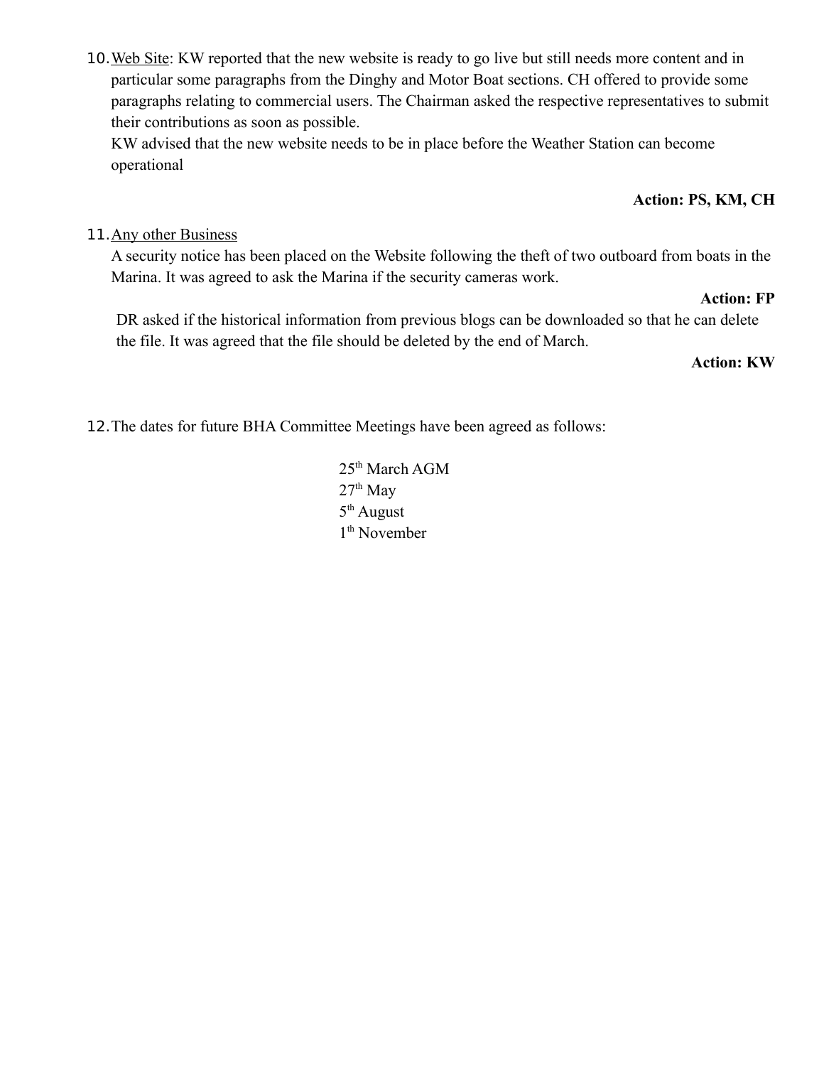10. <u>Web Site</u>: KW reported that the new website is ready to go live but still needs more content and in particular some paragraphs from the Dinghy and Motor Boat sections. CH offered to provide some paragraphs relating to commercial users. The Chairman asked the respective representatives to submit their contributions as soon as possible.
    KW advised that the new website needs to be in place before the Weather Station can become operational

**Action: PS, KM, CH**

11. <u>Any other Business</u>
    A security notice has been placed on the Website following the theft of two outboard from boats in the Marina. It was agreed to ask the Marina if the security cameras work.

**Action: FP**

DR asked if the historical information from previous blogs can be downloaded so that he can delete the file. It was agreed that the file should be deleted by the end of March.

**Action: KW**

12. The dates for future BHA Committee Meetings have been agreed as follows:

25th March AGM
27th May
5th August
1th November